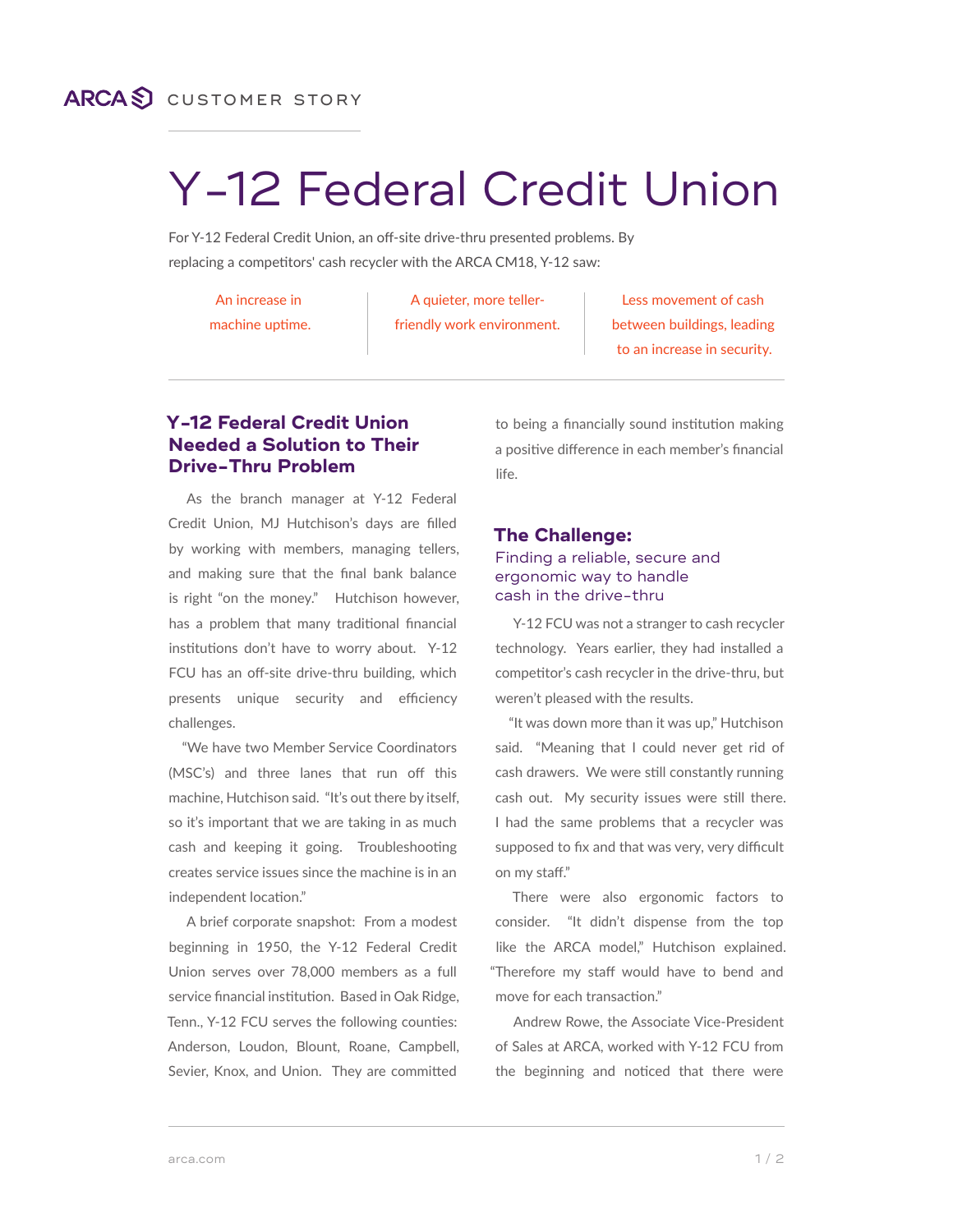ARCA CUSTOMER STORY

# Y-12 Federal Credit Union

For Y-12 Federal Credit Union, an off-site drive-thru presented problems. By replacing a competitors' cash recycler with the ARCA CM18, Y-12 saw:

- An increase in machine uptime.
- A quieter, more teller-friendly work environment.
- Less movement of cash between buildings, leading to an increase in security.

## Y-12 Federal Credit Union Needed a Solution to Their Drive-Thru Problem

As the branch manager at Y-12 Federal Credit Union, MJ Hutchison's days are filled by working with members, managing tellers, and making sure that the final bank balance is right "on the money." Hutchison however, has a problem that many traditional financial institutions don't have to worry about. Y-12 FCU has an off-site drive-thru building, which presents unique security and efficiency challenges.

"We have two Member Service Coordinators (MSC's) and three lanes that run off this machine, Hutchison said. "It's out there by itself, so it's important that we are taking in as much cash and keeping it going. Troubleshooting creates service issues since the machine is in an independent location."

A brief corporate snapshot: From a modest beginning in 1950, the Y-12 Federal Credit Union serves over 78,000 members as a full service financial institution. Based in Oak Ridge, Tenn., Y-12 FCU serves the following counties: Anderson, Loudon, Blount, Roane, Campbell, Sevier, Knox, and Union. They are committed to being a financially sound institution making a positive difference in each member's financial life.

## The Challenge:

### Finding a reliable, secure and ergonomic way to handle cash in the drive-thru

Y-12 FCU was not a stranger to cash recycler technology. Years earlier, they had installed a competitor's cash recycler in the drive-thru, but weren't pleased with the results.

"It was down more than it was up," Hutchison said. "Meaning that I could never get rid of cash drawers. We were still constantly running cash out. My security issues were still there. I had the same problems that a recycler was supposed to fix and that was very, very difficult on my staff."

There were also ergonomic factors to consider. "It didn't dispense from the top like the ARCA model," Hutchison explained. "Therefore my staff would have to bend and move for each transaction."

Andrew Rowe, the Associate Vice-President of Sales at ARCA, worked with Y-12 FCU from the beginning and noticed that there were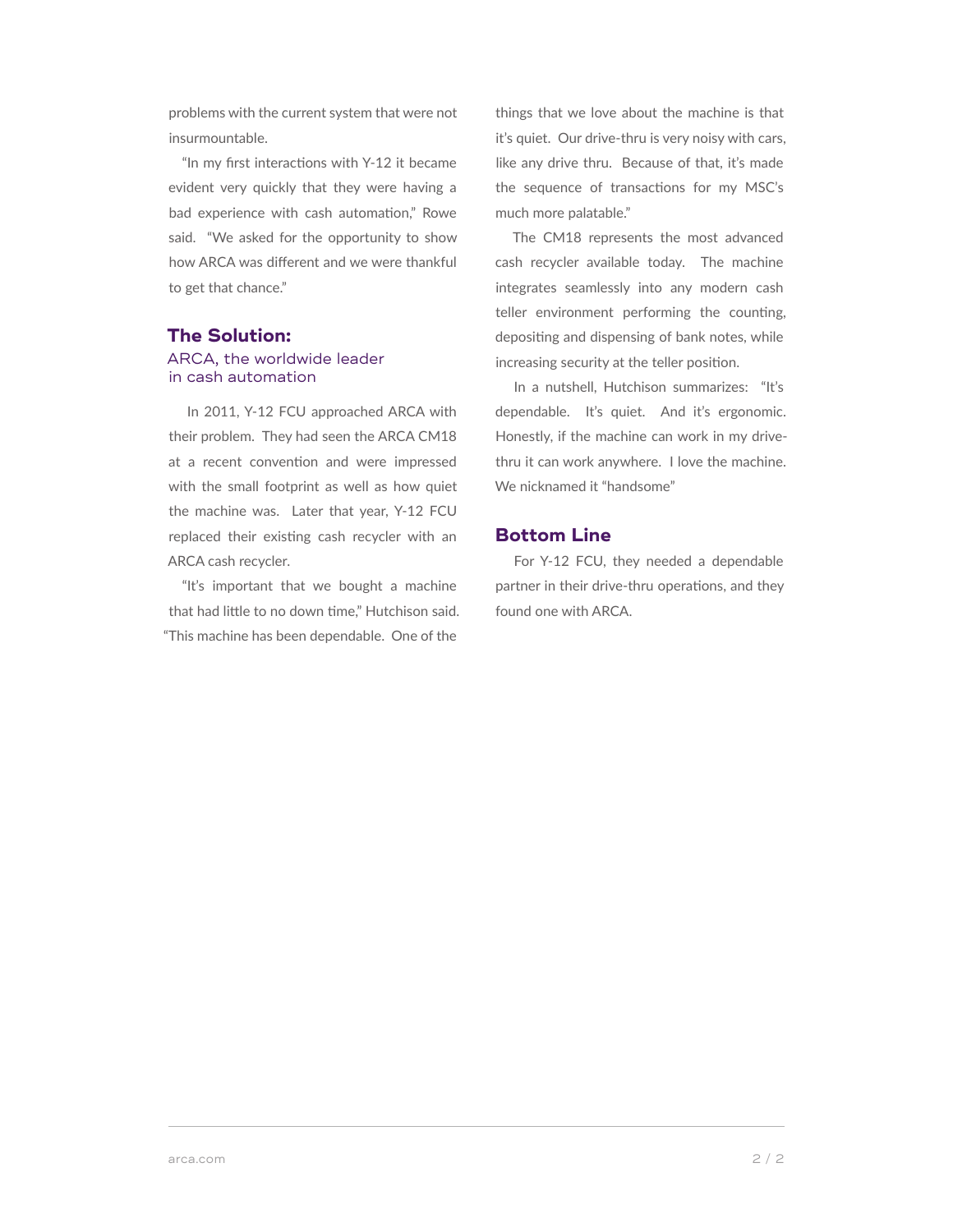problems with the current system that were not insurmountable.

"In my first interactions with Y-12 it became evident very quickly that they were having a bad experience with cash automation," Rowe said. "We asked for the opportunity to show how ARCA was different and we were thankful to get that chance."

## The Solution:

### ARCA, the worldwide leader in cash automation

In 2011, Y-12 FCU approached ARCA with their problem. They had seen the ARCA CM18 at a recent convention and were impressed with the small footprint as well as how quiet the machine was. Later that year, Y-12 FCU replaced their existing cash recycler with an ARCA cash recycler.

"It's important that we bought a machine that had little to no down time," Hutchison said. "This machine has been dependable. One of the things that we love about the machine is that it's quiet. Our drive-thru is very noisy with cars, like any drive thru. Because of that, it's made the sequence of transactions for my MSC's much more palatable."

The CM18 represents the most advanced cash recycler available today. The machine integrates seamlessly into any modern cash teller environment performing the counting, depositing and dispensing of bank notes, while increasing security at the teller position.

In a nutshell, Hutchison summarizes: "It's dependable. It's quiet. And it's ergonomic. Honestly, if the machine can work in my drive-thru it can work anywhere. I love the machine. We nicknamed it "handsome"

## Bottom Line

For Y-12 FCU, they needed a dependable partner in their drive-thru operations, and they found one with ARCA.